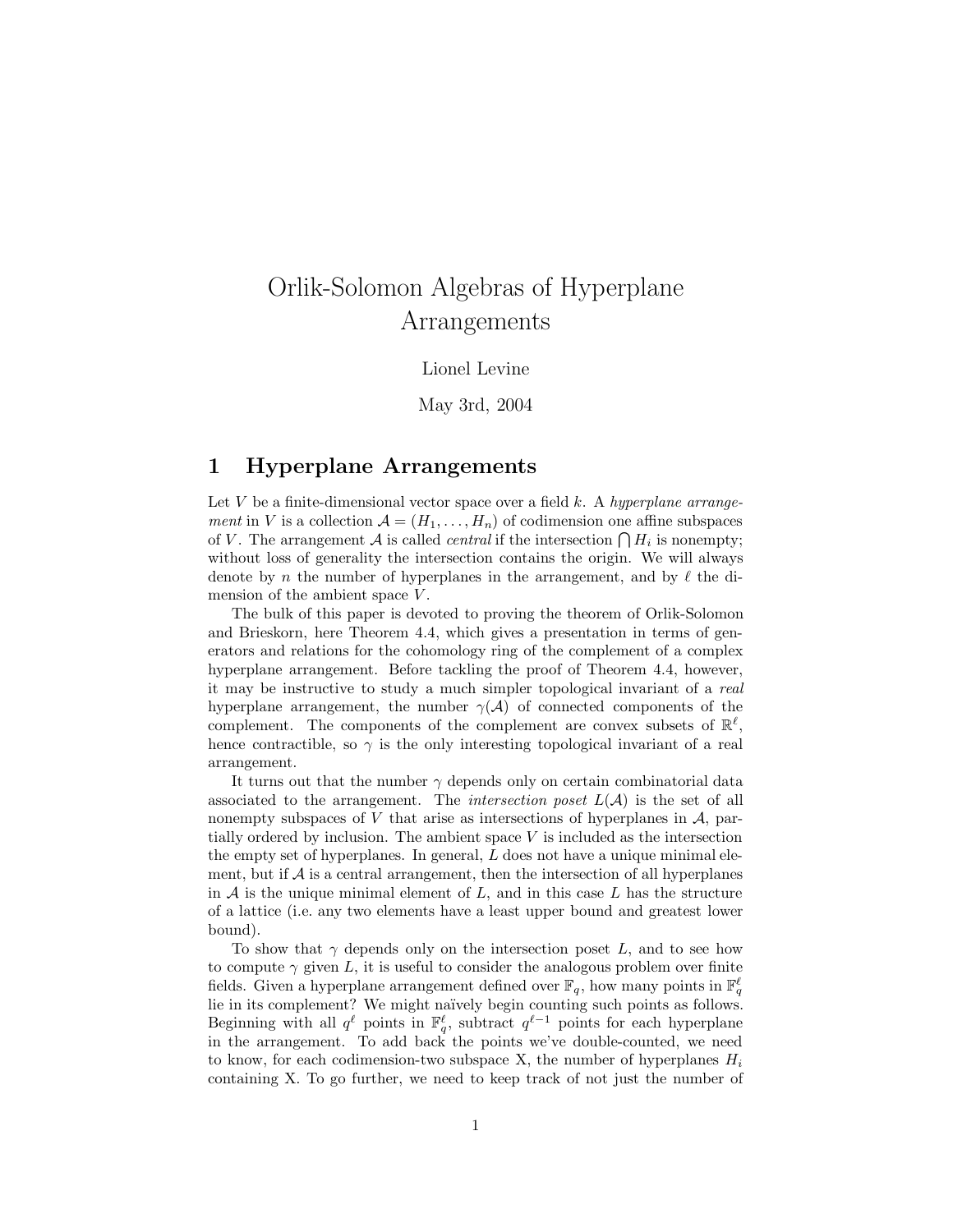# Orlik-Solomon Algebras of Hyperplane Arrangements

Lionel Levine

May 3rd, 2004

## 1 Hyperplane Arrangements

Let $V$ be a finite-dimensional vector space over a field $k$. A *hyperplane arrangement* in $V$ is a collection $\mathcal{A} = (H_1, \dots, H_n)$ of codimension one affine subspaces of $V$. The arrangement $\mathcal{A}$ is called *central* if the intersection $\bigcap H_i$ is nonempty; without loss of generality the intersection contains the origin. We will always denote by $n$ the number of hyperplanes in the arrangement, and by $\ell$ the dimension of the ambient space $V$.

The bulk of this paper is devoted to proving the theorem of Orlik-Solomon and Brieskorn, here Theorem 4.4, which gives a presentation in terms of generators and relations for the cohomology ring of the complement of a complex hyperplane arrangement. Before tackling the proof of Theorem 4.4, however, it may be instructive to study a much simpler topological invariant of a *real* hyperplane arrangement, the number $\gamma(\mathcal{A})$ of connected components of the complement. The components of the complement are convex subsets of $\mathbb{R}^\ell$, hence contractible, so $\gamma$ is the only interesting topological invariant of a real arrangement.

It turns out that the number $\gamma$ depends only on certain combinatorial data associated to the arrangement. The *intersection poset* $L(\mathcal{A})$ is the set of all nonempty subspaces of $V$ that arise as intersections of hyperplanes in $\mathcal{A}$, partially ordered by inclusion. The ambient space $V$ is included as the intersection the empty set of hyperplanes. In general, $L$ does not have a unique minimal element, but if $\mathcal{A}$ is a central arrangement, then the intersection of all hyperplanes in $\mathcal{A}$ is the unique minimal element of $L$, and in this case $L$ has the structure of a lattice (i.e. any two elements have a least upper bound and greatest lower bound).

To show that $\gamma$ depends only on the intersection poset $L$, and to see how to compute $\gamma$ given $L$, it is useful to consider the analogous problem over finite fields. Given a hyperplane arrangement defined over $\mathbb{F}_q$, how many points in $\mathbb{F}_q^\ell$ lie in its complement? We might naïvely begin counting such points as follows. Beginning with all $q^\ell$ points in $\mathbb{F}_q^\ell$, subtract $q^{\ell-1}$ points for each hyperplane in the arrangement. To add back the points we've double-counted, we need to know, for each codimension-two subspace X, the number of hyperplanes $H_i$ containing X. To go further, we need to keep track of not just the number of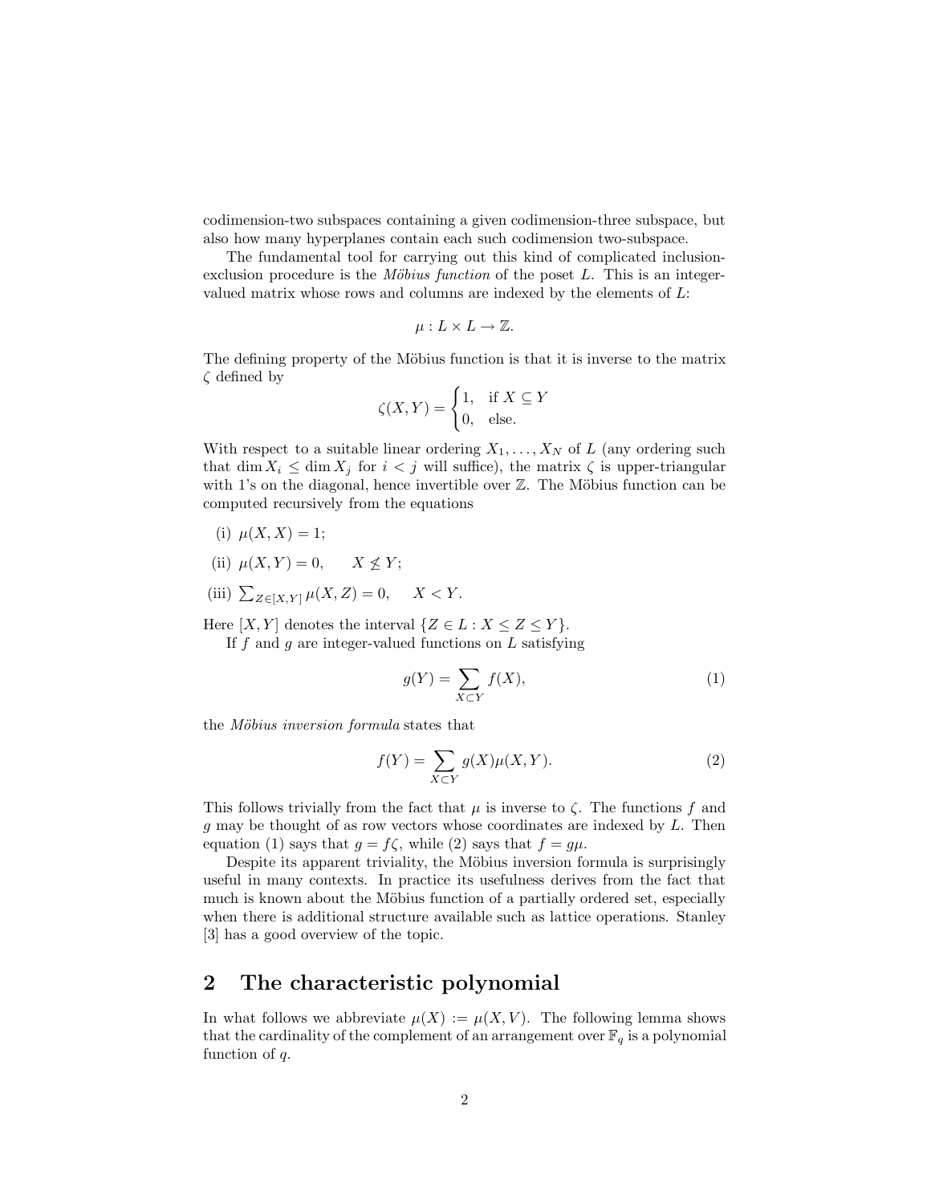codimension-two subspaces containing a given codimension-three subspace, but also how many hyperplanes contain each such codimension two-subspace.

The fundamental tool for carrying out this kind of complicated inclusion-exclusion procedure is the *Möbius function* of the poset $L$. This is an integer-valued matrix whose rows and columns are indexed by the elements of $L$:

$$\mu : L \times L \to \mathbb{Z}.$$

The defining property of the Möbius function is that it is inverse to the matrix $\zeta$ defined by

$$\zeta(X, Y) = \begin{cases} 1, & \text{if } X \subseteq Y \\ 0, & \text{else.} \end{cases}$$

With respect to a suitable linear ordering $X_1, \ldots, X_N$ of $L$ (any ordering such that $\dim X_i \leq \dim X_j$ for $i < j$ will suffice), the matrix $\zeta$ is upper-triangular with 1's on the diagonal, hence invertible over $\mathbb{Z}$. The Möbius function can be computed recursively from the equations

(i) $\mu(X, X) = 1$;

(ii) $\mu(X, Y) = 0, \qquad X \not\leq Y$;

(iii) $\sum_{Z \in [X,Y]} \mu(X, Z) = 0, \qquad X < Y$.

Here $[X, Y]$ denotes the interval $\{Z \in L : X \leq Z \leq Y\}$.

If $f$ and $g$ are integer-valued functions on $L$ satisfying

$$g(Y) = \sum_{X \subset Y} f(X), \tag{1}$$

the *Möbius inversion formula* states that

$$f(Y) = \sum_{X \subset Y} g(X) \mu(X, Y). \tag{2}$$

This follows trivially from the fact that $\mu$ is inverse to $\zeta$. The functions $f$ and $g$ may be thought of as row vectors whose coordinates are indexed by $L$. Then equation (1) says that $g = f\zeta$, while (2) says that $f = g\mu$.

Despite its apparent triviality, the Möbius inversion formula is surprisingly useful in many contexts. In practice its usefulness derives from the fact that much is known about the Möbius function of a partially ordered set, especially when there is additional structure available such as lattice operations. Stanley [3] has a good overview of the topic.

## 2 The characteristic polynomial

In what follows we abbreviate $\mu(X) := \mu(X, V)$. The following lemma shows that the cardinality of the complement of an arrangement over $\mathbb{F}_q$ is a polynomial function of $q$.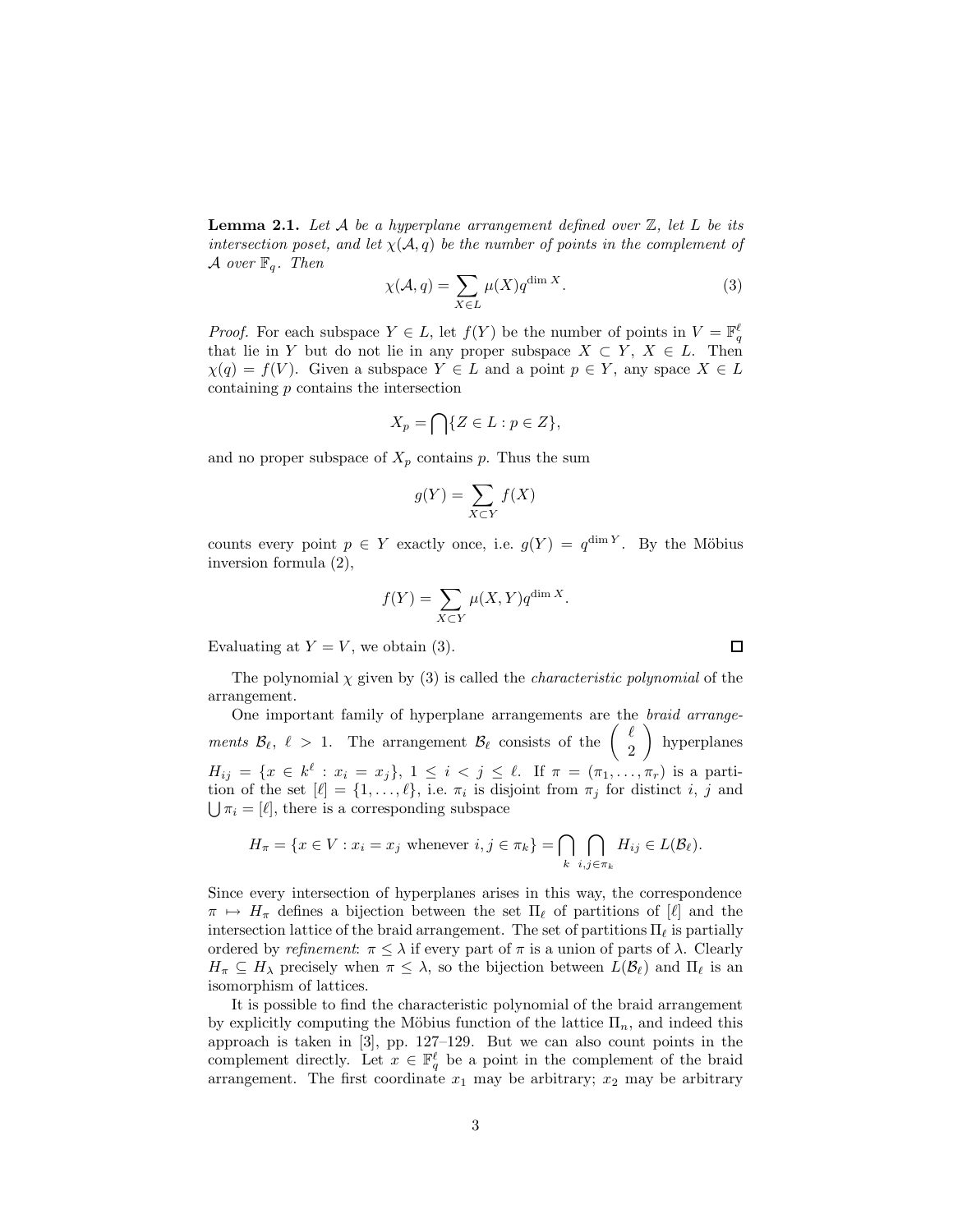**Lemma 2.1.** *Let $\mathcal{A}$ be a hyperplane arrangement defined over $\mathbb{Z}$, let $L$ be its intersection poset, and let $\chi(\mathcal{A}, q)$ be the number of points in the complement of $\mathcal{A}$ over $\mathbb{F}_q$. Then*

$$\chi(\mathcal{A}, q) = \sum_{X \in L} \mu(X) q^{\dim X}. \tag{3}$$

*Proof.* For each subspace $Y \in L$, let $f(Y)$ be the number of points in $V = \mathbb{F}_q^\ell$ that lie in $Y$ but do not lie in any proper subspace $X \subset Y$, $X \in L$. Then $\chi(q) = f(V)$. Given a subspace $Y \in L$ and a point $p \in Y$, any space $X \in L$ containing $p$ contains the intersection

$$X_p = \bigcap \{Z \in L : p \in Z\},$$

and no proper subspace of $X_p$ contains $p$. Thus the sum

$$g(Y) = \sum_{X \subset Y} f(X)$$

counts every point $p \in Y$ exactly once, i.e. $g(Y) = q^{\dim Y}$. By the Möbius inversion formula (2),

$$f(Y) = \sum_{X \subset Y} \mu(X, Y) q^{\dim X}.$$

Evaluating at $Y = V$, we obtain (3). □

The polynomial $\chi$ given by (3) is called the *characteristic polynomial* of the arrangement.

One important family of hyperplane arrangements are the *braid arrangements* $\mathcal{B}_\ell$, $\ell > 1$. The arrangement $\mathcal{B}_\ell$ consists of the $\binom{\ell}{2}$ hyperplanes $H_{ij} = \{x \in k^\ell : x_i = x_j\}$, $1 \le i < j \le \ell$. If $\pi = (\pi_1, \ldots, \pi_r)$ is a partition of the set $[\ell] = \{1, \ldots, \ell\}$, i.e. $\pi_i$ is disjoint from $\pi_j$ for distinct $i$, $j$ and $\bigcup \pi_i = [\ell]$, there is a corresponding subspace

$$H_\pi = \{x \in V : x_i = x_j \text{ whenever } i, j \in \pi_k\} = \bigcap_k \bigcap_{i,j \in \pi_k} H_{ij} \in L(\mathcal{B}_\ell).$$

Since every intersection of hyperplanes arises in this way, the correspondence $\pi \mapsto H_\pi$ defines a bijection between the set $\Pi_\ell$ of partitions of $[\ell]$ and the intersection lattice of the braid arrangement. The set of partitions $\Pi_\ell$ is partially ordered by *refinement*: $\pi \le \lambda$ if every part of $\pi$ is a union of parts of $\lambda$. Clearly $H_\pi \subseteq H_\lambda$ precisely when $\pi \le \lambda$, so the bijection between $L(\mathcal{B}_\ell)$ and $\Pi_\ell$ is an isomorphism of lattices.

It is possible to find the characteristic polynomial of the braid arrangement by explicitly computing the Möbius function of the lattice $\Pi_n$, and indeed this approach is taken in [3], pp. 127–129. But we can also count points in the complement directly. Let $x \in \mathbb{F}_q^\ell$ be a point in the complement of the braid arrangement. The first coordinate $x_1$ may be arbitrary; $x_2$ may be arbitrary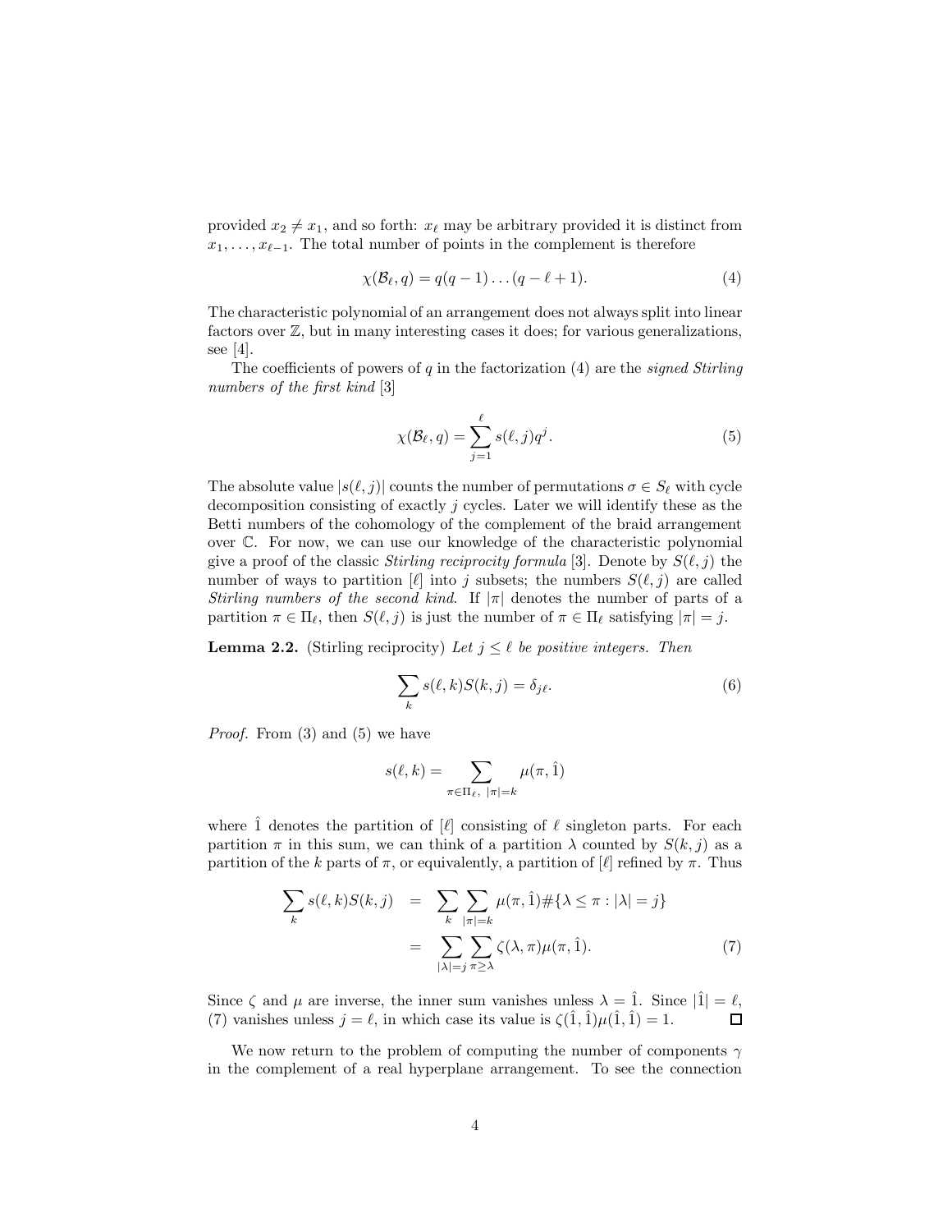provided $x_2 \neq x_1$, and so forth: $x_\ell$ may be arbitrary provided it is distinct from $x_1, \ldots, x_{\ell-1}$. The total number of points in the complement is therefore

$$\chi(\mathcal{B}_\ell, q) = q(q-1)\ldots(q-\ell+1). \tag{4}$$

The characteristic polynomial of an arrangement does not always split into linear factors over $\mathbb{Z}$, but in many interesting cases it does; for various generalizations, see [4].

The coefficients of powers of $q$ in the factorization (4) are the *signed Stirling numbers of the first kind* [3]

$$\chi(\mathcal{B}_\ell, q) = \sum_{j=1}^{\ell} s(\ell, j) q^j. \tag{5}$$

The absolute value $|s(\ell, j)|$ counts the number of permutations $\sigma \in S_\ell$ with cycle decomposition consisting of exactly $j$ cycles. Later we will identify these as the Betti numbers of the cohomology of the complement of the braid arrangement over $\mathbb{C}$. For now, we can use our knowledge of the characteristic polynomial give a proof of the classic *Stirling reciprocity formula* [3]. Denote by $S(\ell, j)$ the number of ways to partition $[\ell]$ into $j$ subsets; the numbers $S(\ell, j)$ are called *Stirling numbers of the second kind*. If $|\pi|$ denotes the number of parts of a partition $\pi \in \Pi_\ell$, then $S(\ell, j)$ is just the number of $\pi \in \Pi_\ell$ satisfying $|\pi| = j$.

**Lemma 2.2.** (Stirling reciprocity) *Let $j \leq \ell$ be positive integers. Then*

$$\sum_k s(\ell, k) S(k, j) = \delta_{j\ell}. \tag{6}$$

*Proof.* From (3) and (5) we have

$$s(\ell, k) = \sum_{\pi \in \Pi_\ell,\ |\pi| = k} \mu(\pi, \hat{1})$$

where $\hat{1}$ denotes the partition of $[\ell]$ consisting of $\ell$ singleton parts. For each partition $\pi$ in this sum, we can think of a partition $\lambda$ counted by $S(k, j)$ as a partition of the $k$ parts of $\pi$, or equivalently, a partition of $[\ell]$ refined by $\pi$. Thus

$$\begin{aligned}
\sum_k s(\ell, k) S(k, j) &= \sum_k \sum_{|\pi| = k} \mu(\pi, \hat{1}) \#\{\lambda \leq \pi : |\lambda| = j\} \\
&= \sum_{|\lambda| = j} \sum_{\pi \geq \lambda} \zeta(\lambda, \pi) \mu(\pi, \hat{1}).
\end{aligned} \tag{7}$$

Since $\zeta$ and $\mu$ are inverse, the inner sum vanishes unless $\lambda = \hat{1}$. Since $|\hat{1}| = \ell$, (7) vanishes unless $j = \ell$, in which case its value is $\zeta(\hat{1}, \hat{1})\mu(\hat{1}, \hat{1}) = 1$. $\square$

We now return to the problem of computing the number of components $\gamma$ in the complement of a real hyperplane arrangement. To see the connection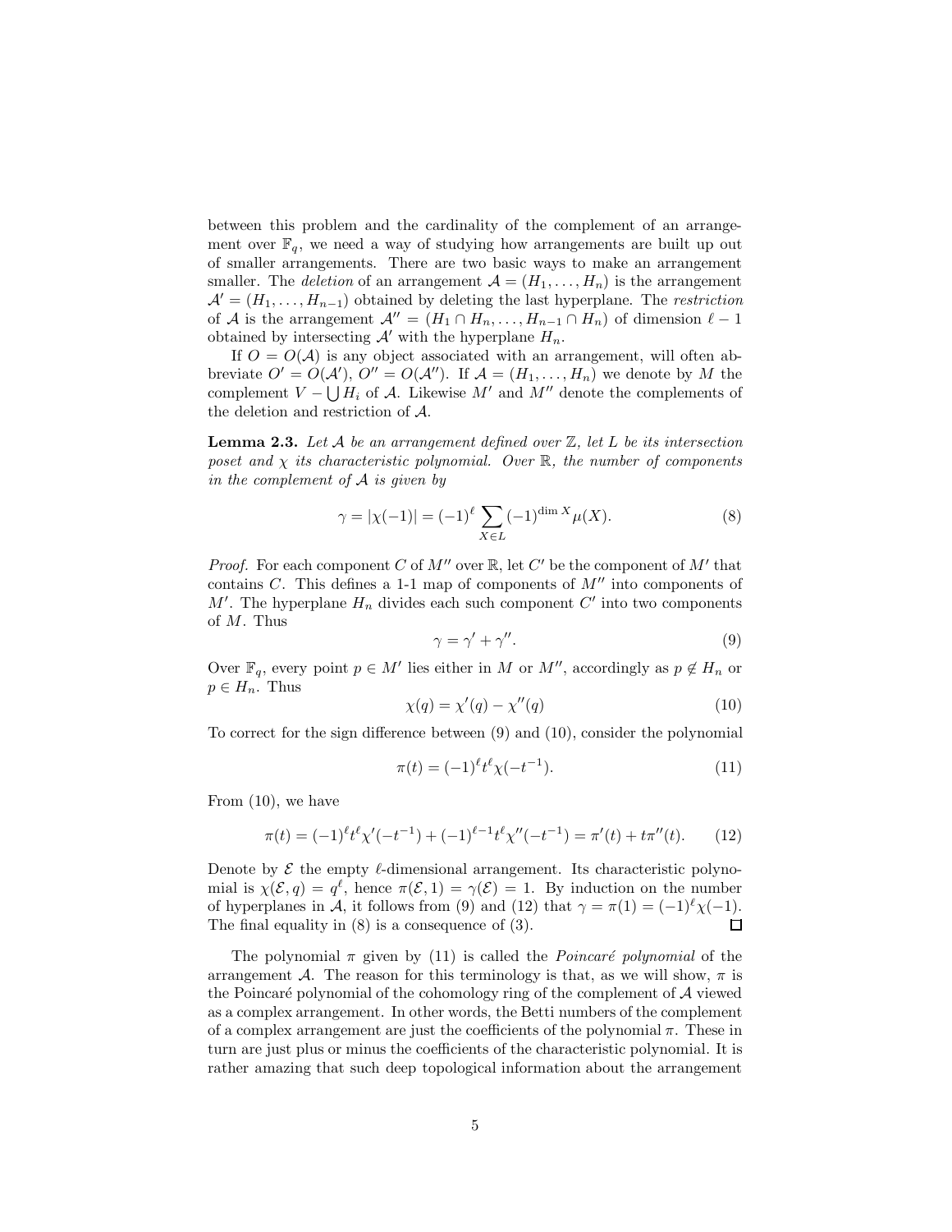between this problem and the cardinality of the complement of an arrangement over $\mathbb{F}_q$, we need a way of studying how arrangements are built up out of smaller arrangements. There are two basic ways to make an arrangement smaller. The *deletion* of an arrangement $\mathcal{A} = (H_1, \dots, H_n)$ is the arrangement $\mathcal{A}' = (H_1, \dots, H_{n-1})$ obtained by deleting the last hyperplane. The *restriction* of $\mathcal{A}$ is the arrangement $\mathcal{A}'' = (H_1 \cap H_n, \dots, H_{n-1} \cap H_n)$ of dimension $\ell - 1$ obtained by intersecting $\mathcal{A}'$ with the hyperplane $H_n$.

If $O = O(\mathcal{A})$ is any object associated with an arrangement, will often abbreviate $O' = O(\mathcal{A}')$, $O'' = O(\mathcal{A}'')$. If $\mathcal{A} = (H_1, \dots, H_n)$ we denote by $M$ the complement $V - \bigcup H_i$ of $\mathcal{A}$. Likewise $M'$ and $M''$ denote the complements of the deletion and restriction of $\mathcal{A}$.

**Lemma 2.3.** *Let $\mathcal{A}$ be an arrangement defined over $\mathbb{Z}$, let $L$ be its intersection poset and $\chi$ its characteristic polynomial. Over $\mathbb{R}$, the number of components in the complement of $\mathcal{A}$ is given by*

$$\gamma = |\chi(-1)| = (-1)^\ell \sum_{X \in L} (-1)^{\dim X} \mu(X). \tag{8}$$

*Proof.* For each component $C$ of $M''$ over $\mathbb{R}$, let $C'$ be the component of $M'$ that contains $C$. This defines a 1-1 map of components of $M''$ into components of $M'$. The hyperplane $H_n$ divides each such component $C'$ into two components of $M$. Thus

$$\gamma = \gamma' + \gamma''. \tag{9}$$

Over $\mathbb{F}_q$, every point $p \in M'$ lies either in $M$ or $M''$, accordingly as $p \notin H_n$ or $p \in H_n$. Thus

$$\chi(q) = \chi'(q) - \chi''(q) \tag{10}$$

To correct for the sign difference between (9) and (10), consider the polynomial

$$\pi(t) = (-1)^\ell t^\ell \chi(-t^{-1}). \tag{11}$$

From (10), we have

$$\pi(t) = (-1)^\ell t^\ell \chi'(-t^{-1}) + (-1)^{\ell-1} t^\ell \chi''(-t^{-1}) = \pi'(t) + t\pi''(t). \tag{12}$$

Denote by $\mathcal{E}$ the empty $\ell$-dimensional arrangement. Its characteristic polynomial is $\chi(\mathcal{E}, q) = q^\ell$, hence $\pi(\mathcal{E}, 1) = \gamma(\mathcal{E}) = 1$. By induction on the number of hyperplanes in $\mathcal{A}$, it follows from (9) and (12) that $\gamma = \pi(1) = (-1)^\ell \chi(-1)$. The final equality in (8) is a consequence of (3). $\square$

The polynomial $\pi$ given by (11) is called the *Poincaré polynomial* of the arrangement $\mathcal{A}$. The reason for this terminology is that, as we will show, $\pi$ is the Poincaré polynomial of the cohomology ring of the complement of $\mathcal{A}$ viewed as a complex arrangement. In other words, the Betti numbers of the complement of a complex arrangement are just the coefficients of the polynomial $\pi$. These in turn are just plus or minus the coefficients of the characteristic polynomial. It is rather amazing that such deep topological information about the arrangement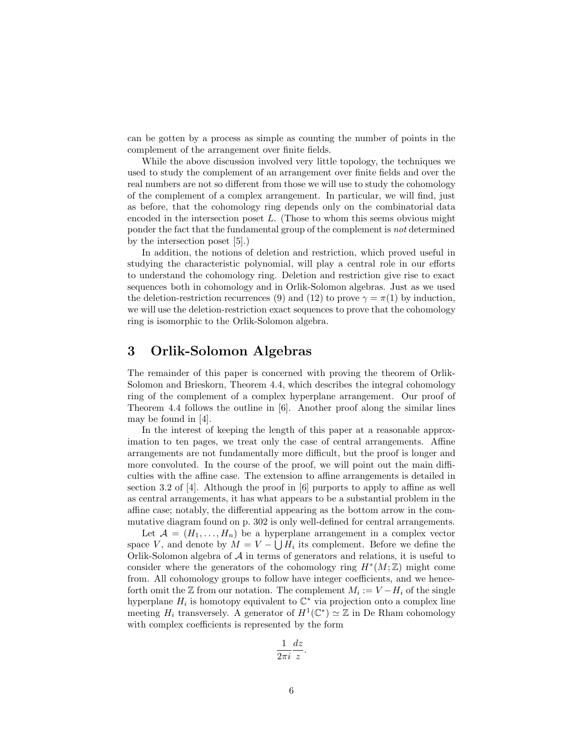can be gotten by a process as simple as counting the number of points in the complement of the arrangement over finite fields.

While the above discussion involved very little topology, the techniques we used to study the complement of an arrangement over finite fields and over the real numbers are not so different from those we will use to study the cohomology of the complement of a complex arrangement. In particular, we will find, just as before, that the cohomology ring depends only on the combinatorial data encoded in the intersection poset $L$. (Those to whom this seems obvious might ponder the fact that the fundamental group of the complement is *not* determined by the intersection poset [5].)

In addition, the notions of deletion and restriction, which proved useful in studying the characteristic polynomial, will play a central role in our efforts to understand the cohomology ring. Deletion and restriction give rise to exact sequences both in cohomology and in Orlik-Solomon algebras. Just as we used the deletion-restriction recurrences (9) and (12) to prove $\gamma = \pi(1)$ by induction, we will use the deletion-restriction exact sequences to prove that the cohomology ring is isomorphic to the Orlik-Solomon algebra.

# 3 Orlik-Solomon Algebras

The remainder of this paper is concerned with proving the theorem of Orlik-Solomon and Brieskorn, Theorem 4.4, which describes the integral cohomology ring of the complement of a complex hyperplane arrangement. Our proof of Theorem 4.4 follows the outline in [6]. Another proof along the similar lines may be found in [4].

In the interest of keeping the length of this paper at a reasonable approximation to ten pages, we treat only the case of central arrangements. Affine arrangements are not fundamentally more difficult, but the proof is longer and more convoluted. In the course of the proof, we will point out the main difficulties with the affine case. The extension to affine arrangements is detailed in section 3.2 of [4]. Although the proof in [6] purports to apply to affine as well as central arrangements, it has what appears to be a substantial problem in the affine case; notably, the differential appearing as the bottom arrow in the commutative diagram found on p. 302 is only well-defined for central arrangements.

Let $\mathcal{A} = (H_1, \ldots, H_n)$ be a hyperplane arrangement in a complex vector space $V$, and denote by $M = V - \bigcup H_i$ its complement. Before we define the Orlik-Solomon algebra of $\mathcal{A}$ in terms of generators and relations, it is useful to consider where the generators of the cohomology ring $H^*(M; \mathbb{Z})$ might come from. All cohomology groups to follow have integer coefficients, and we henceforth omit the $\mathbb{Z}$ from our notation. The complement $M_i := V - H_i$ of the single hyperplane $H_i$ is homotopy equivalent to $\mathbb{C}^*$ via projection onto a complex line meeting $H_i$ transversely. A generator of $H^1(\mathbb{C}^*) \simeq \mathbb{Z}$ in De Rham cohomology with complex coefficients is represented by the form

$$\frac{1}{2\pi i} \frac{dz}{z}.$$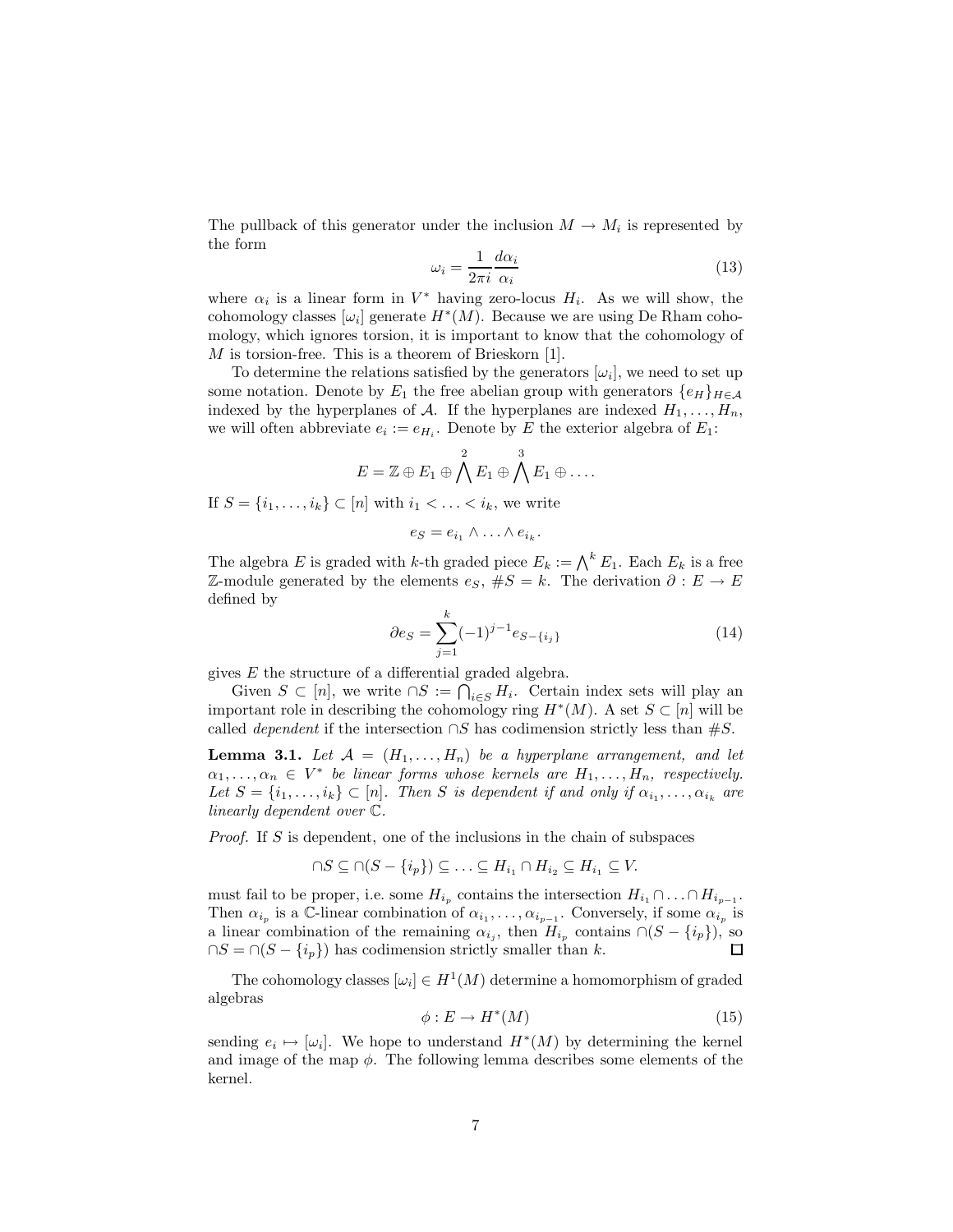The pullback of this generator under the inclusion $M \to M_i$ is represented by the form

$$\omega_i = \frac{1}{2\pi i} \frac{d\alpha_i}{\alpha_i} \tag{13}$$

where $\alpha_i$ is a linear form in $V^*$ having zero-locus $H_i$. As we will show, the cohomology classes $[\omega_i]$ generate $H^*(M)$. Because we are using De Rham cohomology, which ignores torsion, it is important to know that the cohomology of $M$ is torsion-free. This is a theorem of Brieskorn [1].

To determine the relations satisfied by the generators $[\omega_i]$, we need to set up some notation. Denote by $E_1$ the free abelian group with generators $\{e_H\}_{H \in \mathcal{A}}$ indexed by the hyperplanes of $\mathcal{A}$. If the hyperplanes are indexed $H_1, \ldots, H_n$, we will often abbreviate $e_i := e_{H_i}$. Denote by $E$ the exterior algebra of $E_1$:

$$E = \mathbb{Z} \oplus E_1 \oplus \bigwedge^2 E_1 \oplus \bigwedge^3 E_1 \oplus \ldots.$$

If $S = \{i_1, \ldots, i_k\} \subset [n]$ with $i_1 < \ldots < i_k$, we write

$$e_S = e_{i_1} \wedge \ldots \wedge e_{i_k}.$$

The algebra $E$ is graded with $k$-th graded piece $E_k := \bigwedge^k E_1$. Each $E_k$ is a free $\mathbb{Z}$-module generated by the elements $e_S$, $\#S = k$. The derivation $\partial : E \to E$ defined by

$$\partial e_S = \sum_{j=1}^{k} (-1)^{j-1} e_{S - \{i_j\}} \tag{14}$$

gives $E$ the structure of a differential graded algebra.

Given $S \subset [n]$, we write $\cap S := \bigcap_{i \in S} H_i$. Certain index sets will play an important role in describing the cohomology ring $H^*(M)$. A set $S \subset [n]$ will be called *dependent* if the intersection $\cap S$ has codimension strictly less than $\#S$.

**Lemma 3.1.** *Let $\mathcal{A} = (H_1, \ldots, H_n)$ be a hyperplane arrangement, and let $\alpha_1, \ldots, \alpha_n \in V^*$ be linear forms whose kernels are $H_1, \ldots, H_n$, respectively. Let $S = \{i_1, \ldots, i_k\} \subset [n]$. Then $S$ is dependent if and only if $\alpha_{i_1}, \ldots, \alpha_{i_k}$ are linearly dependent over $\mathbb{C}$.*

*Proof.* If $S$ is dependent, one of the inclusions in the chain of subspaces

$$\cap S \subseteq \cap(S - \{i_p\}) \subseteq \ldots \subseteq H_{i_1} \cap H_{i_2} \subseteq H_{i_1} \subseteq V.$$

must fail to be proper, i.e. some $H_{i_p}$ contains the intersection $H_{i_1} \cap \ldots \cap H_{i_{p-1}}$. Then $\alpha_{i_p}$ is a $\mathbb{C}$-linear combination of $\alpha_{i_1}, \ldots, \alpha_{i_{p-1}}$. Conversely, if some $\alpha_{i_p}$ is a linear combination of the remaining $\alpha_{i_j}$, then $H_{i_p}$ contains $\cap(S - \{i_p\})$, so $\cap S = \cap(S - \{i_p\})$ has codimension strictly smaller than $k$. $\square$

The cohomology classes $[\omega_i] \in H^1(M)$ determine a homomorphism of graded algebras

$$\phi : E \to H^*(M) \tag{15}$$

sending $e_i \mapsto [\omega_i]$. We hope to understand $H^*(M)$ by determining the kernel and image of the map $\phi$. The following lemma describes some elements of the kernel.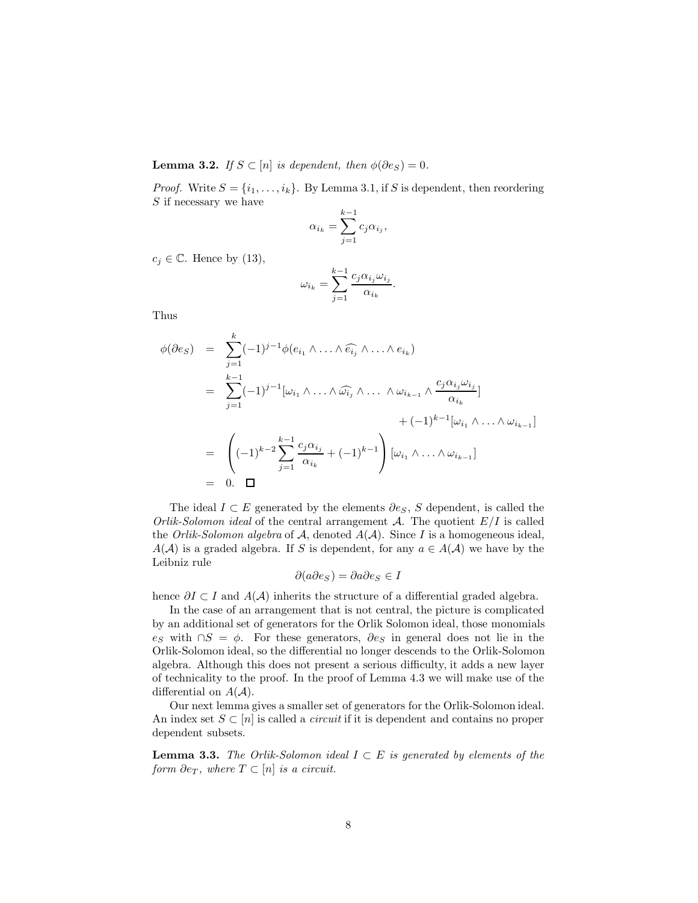**Lemma 3.2.** *If $S \subset [n]$ is dependent, then $\phi(\partial e_S) = 0$.*

*Proof.* Write $S = \{i_1, \ldots, i_k\}$. By Lemma 3.1, if $S$ is dependent, then reordering $S$ if necessary we have

$$\alpha_{i_k} = \sum_{j=1}^{k-1} c_j \alpha_{i_j},$$

$c_j \in \mathbb{C}$. Hence by (13),

$$\omega_{i_k} = \sum_{j=1}^{k-1} \frac{c_j \alpha_{i_j} \omega_{i_j}}{\alpha_{i_k}}.$$

Thus

$$\begin{aligned}
\phi(\partial e_S) &= \sum_{j=1}^{k} (-1)^{j-1} \phi(e_{i_1} \wedge \ldots \wedge \widehat{e_{i_j}} \wedge \ldots \wedge e_{i_k}) \\
&= \sum_{j=1}^{k-1} (-1)^{j-1} [\omega_{i_1} \wedge \ldots \wedge \widehat{\omega_{i_j}} \wedge \ldots \ \wedge \omega_{i_{k-1}} \wedge \frac{c_j \alpha_{i_j} \omega_{i_j}}{\alpha_{i_k}}] \\
&\qquad\qquad\qquad\qquad + (-1)^{k-1} [\omega_{i_1} \wedge \ldots \wedge \omega_{i_{k-1}}] \\
&= \left( (-1)^{k-2} \sum_{j=1}^{k-1} \frac{c_j \alpha_{i_j}}{\alpha_{i_k}} + (-1)^{k-1} \right) [\omega_{i_1} \wedge \ldots \wedge \omega_{i_{k-1}}] \\
&= 0. \quad \square
\end{aligned}$$

The ideal $I \subset E$ generated by the elements $\partial e_S$, $S$ dependent, is called the *Orlik-Solomon ideal* of the central arrangement $\mathcal{A}$. The quotient $E/I$ is called the *Orlik-Solomon algebra* of $\mathcal{A}$, denoted $A(\mathcal{A})$. Since $I$ is a homogeneous ideal, $A(\mathcal{A})$ is a graded algebra. If $S$ is dependent, for any $a \in A(\mathcal{A})$ we have by the Leibniz rule

$$\partial(a \partial e_S) = \partial a \partial e_S \in I$$

hence $\partial I \subset I$ and $A(\mathcal{A})$ inherits the structure of a differential graded algebra.

In the case of an arrangement that is not central, the picture is complicated by an additional set of generators for the Orlik Solomon ideal, those monomials $e_S$ with $\cap S = \phi$. For these generators, $\partial e_S$ in general does not lie in the Orlik-Solomon ideal, so the differential no longer descends to the Orlik-Solomon algebra. Although this does not present a serious difficulty, it adds a new layer of technicality to the proof. In the proof of Lemma 4.3 we will make use of the differential on $A(\mathcal{A})$.

Our next lemma gives a smaller set of generators for the Orlik-Solomon ideal. An index set $S \subset [n]$ is called a *circuit* if it is dependent and contains no proper dependent subsets.

**Lemma 3.3.** *The Orlik-Solomon ideal $I \subset E$ is generated by elements of the form $\partial e_T$, where $T \subset [n]$ is a circuit.*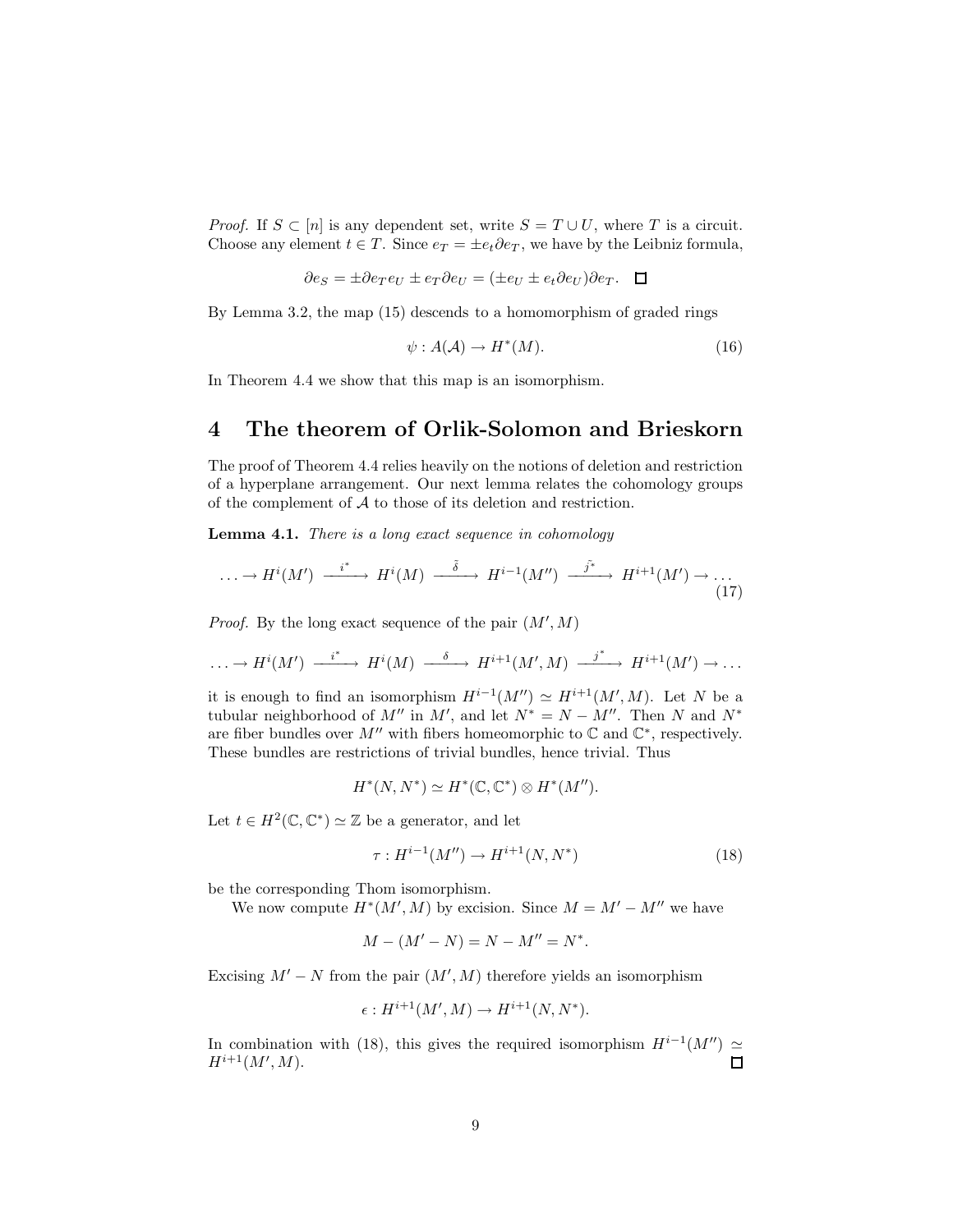*Proof.* If $S \subset [n]$ is any dependent set, write $S = T \cup U$, where $T$ is a circuit. Choose any element $t \in T$. Since $e_T = \pm e_t \partial e_T$, we have by the Leibniz formula,

$$\partial e_S = \pm \partial e_T e_U \pm e_T \partial e_U = (\pm e_U \pm e_t \partial e_U) \partial e_T. \quad \square$$

By Lemma 3.2, the map (15) descends to a homomorphism of graded rings

$$\psi : A(\mathcal{A}) \to H^*(M). \tag{16}$$

In Theorem 4.4 we show that this map is an isomorphism.

# 4 The theorem of Orlik-Solomon and Brieskorn

The proof of Theorem 4.4 relies heavily on the notions of deletion and restriction of a hyperplane arrangement. Our next lemma relates the cohomology groups of the complement of $\mathcal{A}$ to those of its deletion and restriction.

**Lemma 4.1.** *There is a long exact sequence in cohomology*

$$\ldots \to H^i(M') \xrightarrow{\;i^*\;} H^i(M) \xrightarrow{\;\tilde{\delta}\;} H^{i-1}(M'') \xrightarrow{\;\tilde{j^*}\;} H^{i+1}(M') \to \ldots \tag{17}$$

*Proof.* By the long exact sequence of the pair $(M', M)$

$$\ldots \to H^i(M') \xrightarrow{\;i^*\;} H^i(M) \xrightarrow{\;\delta\;} H^{i+1}(M', M) \xrightarrow{\;j^*\;} H^{i+1}(M') \to \ldots$$

it is enough to find an isomorphism $H^{i-1}(M'') \simeq H^{i+1}(M', M)$. Let $N$ be a tubular neighborhood of $M''$ in $M'$, and let $N^* = N - M''$. Then $N$ and $N^*$ are fiber bundles over $M''$ with fibers homeomorphic to $\mathbb{C}$ and $\mathbb{C}^*$, respectively. These bundles are restrictions of trivial bundles, hence trivial. Thus

$$H^*(N, N^*) \simeq H^*(\mathbb{C}, \mathbb{C}^*) \otimes H^*(M'').$$

Let $t \in H^2(\mathbb{C}, \mathbb{C}^*) \simeq \mathbb{Z}$ be a generator, and let

$$\tau : H^{i-1}(M'') \to H^{i+1}(N, N^*) \tag{18}$$

be the corresponding Thom isomorphism.

We now compute $H^*(M', M)$ by excision. Since $M = M' - M''$ we have

$$M - (M' - N) = N - M'' = N^*.$$

Excising $M' - N$ from the pair $(M', M)$ therefore yields an isomorphism

$$\epsilon : H^{i+1}(M', M) \to H^{i+1}(N, N^*).$$

In combination with (18), this gives the required isomorphism $H^{i-1}(M'') \simeq H^{i+1}(M', M)$. $\square$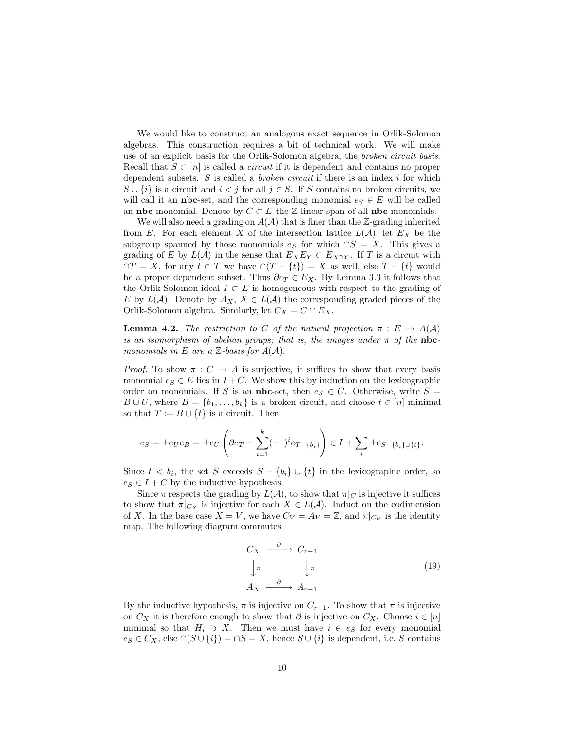We would like to construct an analogous exact sequence in Orlik-Solomon algebras. This construction requires a bit of technical work. We will make use of an explicit basis for the Orlik-Solomon algebra, the *broken circuit basis*. Recall that $S \subset [n]$ is called a *circuit* if it is dependent and contains no proper dependent subsets. $S$ is called a *broken circuit* if there is an index $i$ for which $S \cup \{i\}$ is a circuit and $i < j$ for all $j \in S$. If $S$ contains no broken circuits, we will call it an **nbc**-set, and the corresponding monomial $e_S \in E$ will be called an **nbc**-monomial. Denote by $C \subset E$ the $\mathbb{Z}$-linear span of all **nbc**-monomials.

We will also need a grading on $A(\mathcal{A})$ that is finer than the $\mathbb{Z}$-grading inherited from $E$. For each element $X$ of the intersection lattice $L(\mathcal{A})$, let $E_X$ be the subgroup spanned by those monomials $e_S$ for which $\cap S = X$. This gives a grading of $E$ by $L(\mathcal{A})$ in the sense that $E_X E_Y \subset E_{X \cap Y}$. If $T$ is a circuit with $\cap T = X$, for any $t \in T$ we have $\cap(T - \{t\}) = X$ as well, else $T - \{t\}$ would be a proper dependent subset. Thus $\partial e_T \in E_X$. By Lemma 3.3 it follows that the Orlik-Solomon ideal $I \subset E$ is homogeneous with respect to the grading of $E$ by $L(\mathcal{A})$. Denote by $A_X$, $X \in L(\mathcal{A})$ the corresponding graded pieces of the Orlik-Solomon algebra. Similarly, let $C_X = C \cap E_X$.

**Lemma 4.2.** *The restriction to $C$ of the natural projection $\pi : E \to A(\mathcal{A})$ is an isomorphism of abelian groups; that is, the images under $\pi$ of the* **nbc**-*monomials in $E$ are a $\mathbb{Z}$-basis for $A(\mathcal{A})$.*

*Proof.* To show $\pi : C \to A$ is surjective, it suffices to show that every basis monomial $e_S \in E$ lies in $I + C$. We show this by induction on the lexicographic order on monomials. If $S$ is an **nbc**-set, then $e_S \in C$. Otherwise, write $S = B \cup U$, where $B = \{b_1, \ldots, b_k\}$ is a broken circuit, and choose $t \in [n]$ minimal so that $T := B \cup \{t\}$ is a circuit. Then

$$e_S = \pm e_U e_B = \pm e_U \left( \partial e_T - \sum_{i=1}^{k} (-1)^i e_{T - \{b_i\}} \right) \in I + \sum_i \pm e_{S - \{b_i\} \cup \{t\}}.$$

Since $t < b_i$, the set $S$ exceeds $S - \{b_i\} \cup \{t\}$ in the lexicographic order, so $e_S \in I + C$ by the inductive hypothesis.

Since $\pi$ respects the grading by $L(\mathcal{A})$, to show that $\pi|_C$ is injective it suffices to show that $\pi|_{C_X}$ is injective for each $X \in L(\mathcal{A})$. Induct on the codimension of $X$. In the base case $X = V$, we have $C_V = A_V = \mathbb{Z}$, and $\pi|_{C_V}$ is the identity map. The following diagram commutes.

$$\begin{array}{ccc} C_X & \xrightarrow{\partial} & C_{r-1} \\ \downarrow \pi & & \downarrow \pi \\ A_X & \xrightarrow{\partial} & A_{r-1} \end{array} \tag{19}$$

By the inductive hypothesis, $\pi$ is injective on $C_{r-1}$. To show that $\pi$ is injective on $C_X$ it is therefore enough to show that $\partial$ is injective on $C_X$. Choose $i \in [n]$ minimal so that $H_i \supset X$. Then we must have $i \in e_S$ for every monomial $e_S \in C_X$, else $\cap(S \cup \{i\}) = \cap S = X$, hence $S \cup \{i\}$ is dependent, i.e. $S$ contains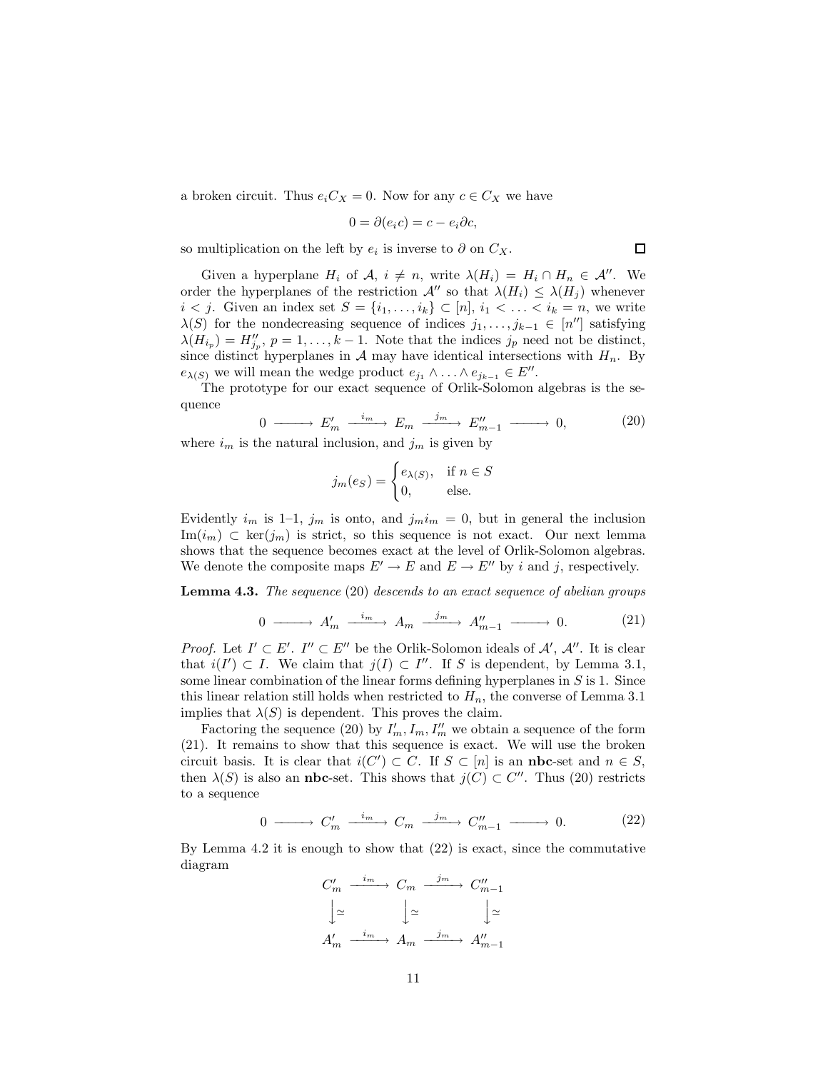a broken circuit. Thus $e_i C_X = 0$. Now for any $c \in C_X$ we have

$$0 = \partial(e_i c) = c - e_i \partial c,$$

so multiplication on the left by $e_i$ is inverse to $\partial$ on $C_X$. $\square$

Given a hyperplane $H_i$ of $\mathcal{A}$, $i \neq n$, write $\lambda(H_i) = H_i \cap H_n \in \mathcal{A}''$. We order the hyperplanes of the restriction $\mathcal{A}''$ so that $\lambda(H_i) \leq \lambda(H_j)$ whenever $i < j$. Given an index set $S = \{i_1, \ldots, i_k\} \subset [n]$, $i_1 < \ldots < i_k = n$, we write $\lambda(S)$ for the nondecreasing sequence of indices $j_1, \ldots, j_{k-1} \in [n'']$ satisfying $\lambda(H_{i_p}) = H''_{j_p}$, $p = 1, \ldots, k-1$. Note that the indices $j_p$ need not be distinct, since distinct hyperplanes in $\mathcal{A}$ may have identical intersections with $H_n$. By $e_{\lambda(S)}$ we will mean the wedge product $e_{j_1} \wedge \ldots \wedge e_{j_{k-1}} \in E''$.

The prototype for our exact sequence of Orlik-Solomon algebras is the sequence

$$0 \longrightarrow E'_m \xrightarrow{\ i_m\ } E_m \xrightarrow{\ j_m\ } E''_{m-1} \longrightarrow 0, \tag{20}$$

where $i_m$ is the natural inclusion, and $j_m$ is given by

$$j_m(e_S) = \begin{cases} e_{\lambda(S)}, & \text{if } n \in S \\ 0, & \text{else.} \end{cases}$$

Evidently $i_m$ is 1–1, $j_m$ is onto, and $j_m i_m = 0$, but in general the inclusion $\mathrm{Im}(i_m) \subset \ker(j_m)$ is strict, so this sequence is not exact. Our next lemma shows that the sequence becomes exact at the level of Orlik-Solomon algebras. We denote the composite maps $E' \to E$ and $E \to E''$ by $i$ and $j$, respectively.

**Lemma 4.3.** *The sequence* (20) *descends to an exact sequence of abelian groups*

$$0 \longrightarrow A'_m \xrightarrow{\ i_m\ } A_m \xrightarrow{\ j_m\ } A''_{m-1} \longrightarrow 0. \tag{21}$$

*Proof.* Let $I' \subset E'$. $I'' \subset E''$ be the Orlik-Solomon ideals of $\mathcal{A}'$, $\mathcal{A}''$. It is clear that $i(I') \subset I$. We claim that $j(I) \subset I''$. If $S$ is dependent, by Lemma 3.1, some linear combination of the linear forms defining hyperplanes in $S$ is 1. Since this linear relation still holds when restricted to $H_n$, the converse of Lemma 3.1 implies that $\lambda(S)$ is dependent. This proves the claim.

Factoring the sequence (20) by $I'_m, I_m, I''_m$ we obtain a sequence of the form (21). It remains to show that this sequence is exact. We will use the broken circuit basis. It is clear that $i(C') \subset C$. If $S \subset [n]$ is an **nbc**-set and $n \in S$, then $\lambda(S)$ is also an **nbc**-set. This shows that $j(C) \subset C''$. Thus (20) restricts to a sequence

$$0 \longrightarrow C'_m \xrightarrow{\ i_m\ } C_m \xrightarrow{\ j_m\ } C''_{m-1} \longrightarrow 0. \tag{22}$$

By Lemma 4.2 it is enough to show that (22) is exact, since the commutative diagram

$$\begin{array}{ccccc}
C'_m & \xrightarrow{\ i_m\ } & C_m & \xrightarrow{\ j_m\ } & C''_{m-1} \\
\downarrow \simeq & & \downarrow \simeq & & \downarrow \simeq \\
A'_m & \xrightarrow{\ i_m\ } & A_m & \xrightarrow{\ j_m\ } & A''_{m-1}
\end{array}$$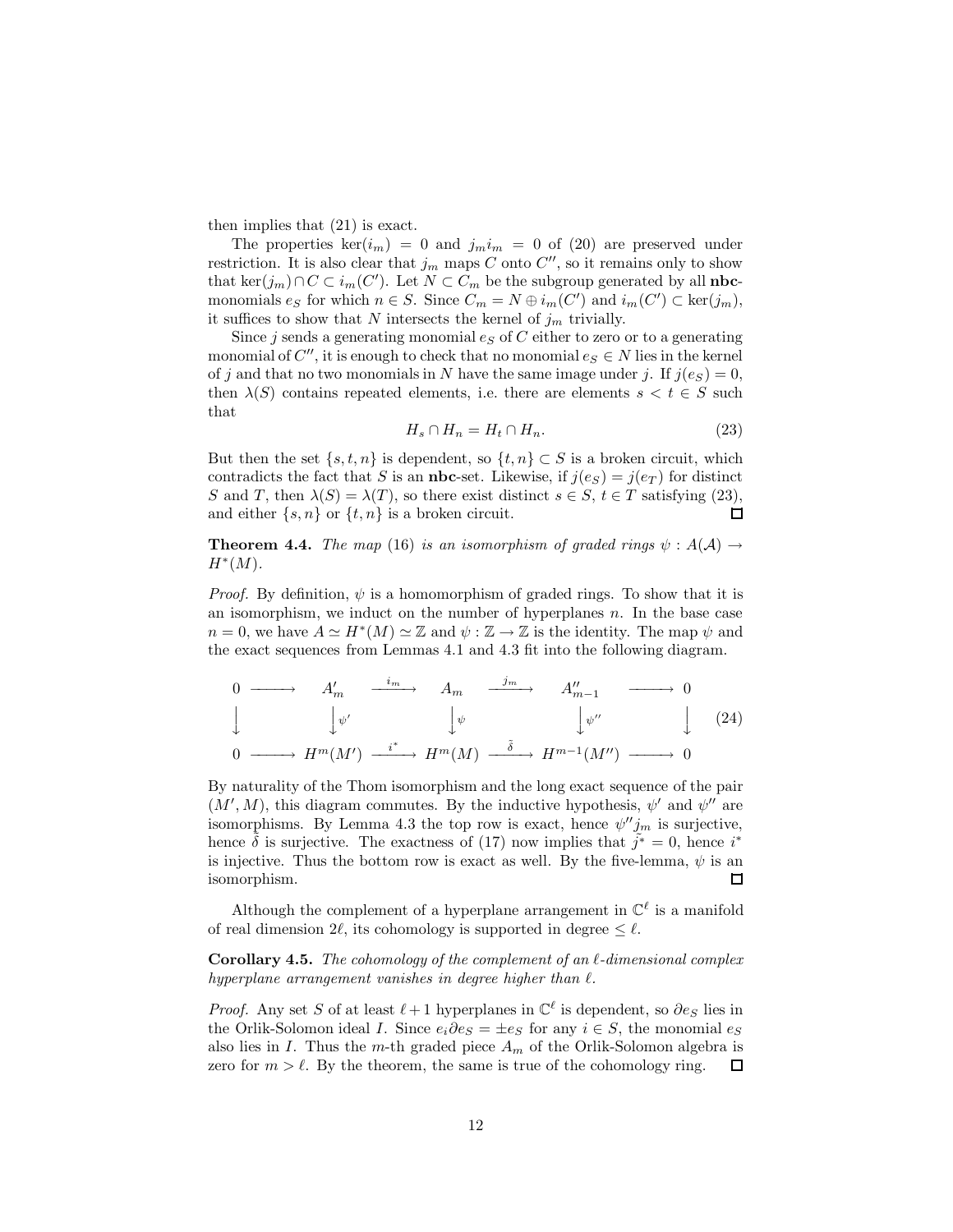then implies that (21) is exact.

The properties $\ker(i_m) = 0$ and $j_m i_m = 0$ of (20) are preserved under restriction. It is also clear that $j_m$ maps $C$ onto $C''$, so it remains only to show that $\ker(j_m) \cap C \subset i_m(C')$. Let $N \subset C_m$ be the subgroup generated by all **nbc**-monomials $e_S$ for which $n \in S$. Since $C_m = N \oplus i_m(C')$ and $i_m(C') \subset \ker(j_m)$, it suffices to show that $N$ intersects the kernel of $j_m$ trivially.

Since $j$ sends a generating monomial $e_S$ of $C$ either to zero or to a generating monomial of $C''$, it is enough to check that no monomial $e_S \in N$ lies in the kernel of $j$ and that no two monomials in $N$ have the same image under $j$. If $j(e_S) = 0$, then $\lambda(S)$ contains repeated elements, i.e. there are elements $s < t \in S$ such that

$$H_s \cap H_n = H_t \cap H_n. \tag{23}$$

But then the set $\{s, t, n\}$ is dependent, so $\{t, n\} \subset S$ is a broken circuit, which contradicts the fact that $S$ is an **nbc**-set. Likewise, if $j(e_S) = j(e_T)$ for distinct $S$ and $T$, then $\lambda(S) = \lambda(T)$, so there exist distinct $s \in S$, $t \in T$ satisfying (23), and either $\{s, n\}$ or $\{t, n\}$ is a broken circuit. □

**Theorem 4.4.** *The map (16) is an isomorphism of graded rings $\psi : A(\mathcal{A}) \to H^*(M)$.*

*Proof.* By definition, $\psi$ is a homomorphism of graded rings. To show that it is an isomorphism, we induct on the number of hyperplanes $n$. In the base case $n = 0$, we have $A \simeq H^*(M) \simeq \mathbb{Z}$ and $\psi : \mathbb{Z} \to \mathbb{Z}$ is the identity. The map $\psi$ and the exact sequences from Lemmas 4.1 and 4.3 fit into the following diagram.

$$\begin{array}{ccccccccc}
0 & \longrightarrow & A'_m & \xrightarrow{i_m} & A_m & \xrightarrow{j_m} & A''_{m-1} & \longrightarrow & 0 \\
\downarrow & & \downarrow{\scriptstyle \psi'} & & \downarrow{\scriptstyle \psi} & & \downarrow{\scriptstyle \psi''} & & \downarrow \\
0 & \longrightarrow & H^m(M') & \xrightarrow{i^*} & H^m(M) & \xrightarrow{\tilde{\delta}} & H^{m-1}(M'') & \longrightarrow & 0
\end{array} \tag{24}$$

By naturality of the Thom isomorphism and the long exact sequence of the pair $(M', M)$, this diagram commutes. By the inductive hypothesis, $\psi'$ and $\psi''$ are isomorphisms. By Lemma 4.3 the top row is exact, hence $\psi'' j_m$ is surjective, hence $\tilde{\delta}$ is surjective. The exactness of (17) now implies that $\tilde{j}^* = 0$, hence $i^*$ is injective. Thus the bottom row is exact as well. By the five-lemma, $\psi$ is an isomorphism. □

Although the complement of a hyperplane arrangement in $\mathbb{C}^\ell$ is a manifold of real dimension $2\ell$, its cohomology is supported in degree $\leq \ell$.

**Corollary 4.5.** *The cohomology of the complement of an $\ell$-dimensional complex hyperplane arrangement vanishes in degree higher than $\ell$.*

*Proof.* Any set $S$ of at least $\ell + 1$ hyperplanes in $\mathbb{C}^\ell$ is dependent, so $\partial e_S$ lies in the Orlik-Solomon ideal $I$. Since $e_i \partial e_S = \pm e_S$ for any $i \in S$, the monomial $e_S$ also lies in $I$. Thus the $m$-th graded piece $A_m$ of the Orlik-Solomon algebra is zero for $m > \ell$. By the theorem, the same is true of the cohomology ring. □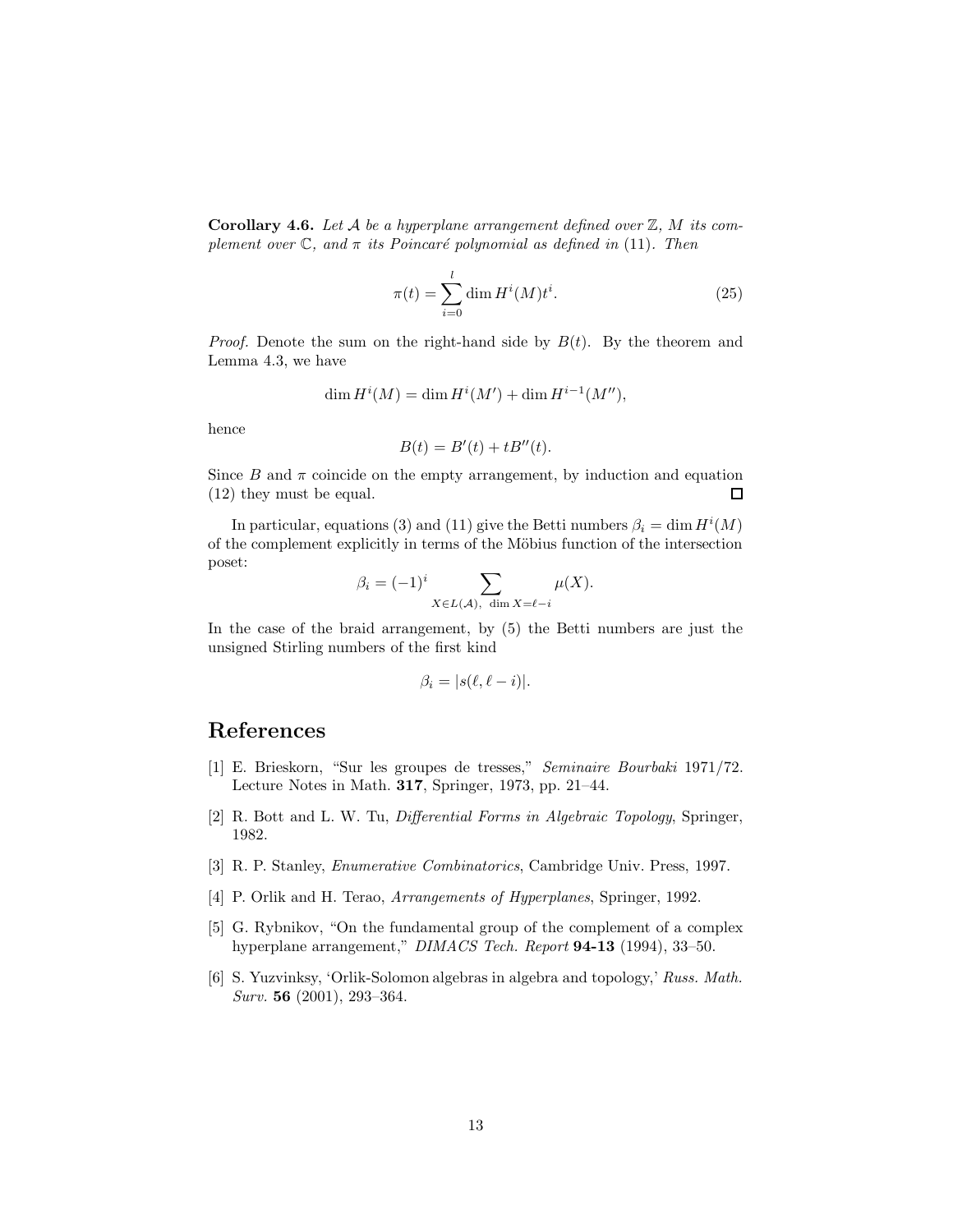**Corollary 4.6.** *Let $\mathcal{A}$ be a hyperplane arrangement defined over $\mathbb{Z}$, $M$ its complement over $\mathbb{C}$, and $\pi$ its Poincaré polynomial as defined in (11). Then*

$$\pi(t) = \sum_{i=0}^{l} \dim H^i(M) t^i. \tag{25}$$

*Proof.* Denote the sum on the right-hand side by $B(t)$. By the theorem and Lemma 4.3, we have

$$\dim H^i(M) = \dim H^i(M') + \dim H^{i-1}(M''),$$

hence

$$B(t) = B'(t) + tB''(t).$$

Since $B$ and $\pi$ coincide on the empty arrangement, by induction and equation (12) they must be equal. □

In particular, equations (3) and (11) give the Betti numbers $\beta_i = \dim H^i(M)$ of the complement explicitly in terms of the Möbius function of the intersection poset:

$$\beta_i = (-1)^i \sum_{X \in L(\mathcal{A}),\ \dim X = \ell - i} \mu(X).$$

In the case of the braid arrangement, by (5) the Betti numbers are just the unsigned Stirling numbers of the first kind

$$\beta_i = |s(\ell, \ell - i)|.$$

## References

[1] E. Brieskorn, "Sur les groupes de tresses," *Seminaire Bourbaki* 1971/72. Lecture Notes in Math. **317**, Springer, 1973, pp. 21–44.

[2] R. Bott and L. W. Tu, *Differential Forms in Algebraic Topology*, Springer, 1982.

[3] R. P. Stanley, *Enumerative Combinatorics*, Cambridge Univ. Press, 1997.

[4] P. Orlik and H. Terao, *Arrangements of Hyperplanes*, Springer, 1992.

[5] G. Rybnikov, "On the fundamental group of the complement of a complex hyperplane arrangement," *DIMACS Tech. Report* **94-13** (1994), 33–50.

[6] S. Yuzvinksy, 'Orlik-Solomon algebras in algebra and topology,' *Russ. Math. Surv.* **56** (2001), 293–364.